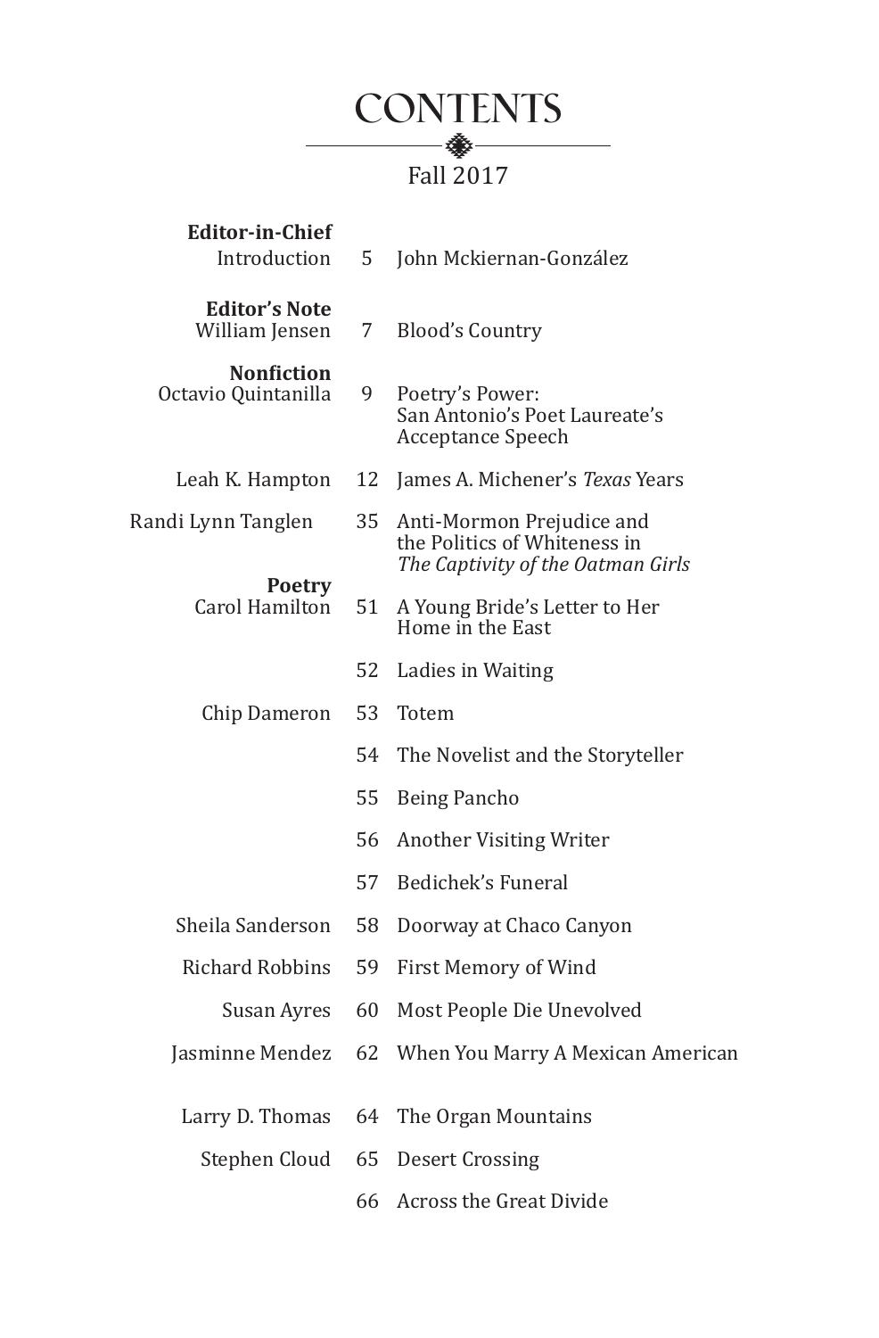# CONTENTS

Fall 2017

**Editor-in-Chief**
Introduction 5 John Mckiernan-González

**Editor's Note**
William Jensen 7 Blood's Country

**Nonfiction**
Octavio Quintanilla 9 Poetry's Power: San Antonio's Poet Laureate's Acceptance Speech

Leah K. Hampton 12 James A. Michener's *Texas* Years

Randi Lynn Tanglen 35 Anti-Mormon Prejudice and the Politics of Whiteness in *The Captivity of the Oatman Girls*

**Poetry**
Carol Hamilton 51 A Young Bride's Letter to Her Home in the East

52 Ladies in Waiting

Chip Dameron 53 Totem

54 The Novelist and the Storyteller

55 Being Pancho

56 Another Visiting Writer

57 Bedichek's Funeral

Sheila Sanderson 58 Doorway at Chaco Canyon

Richard Robbins 59 First Memory of Wind

Susan Ayres 60 Most People Die Unevolved

Jasminne Mendez 62 When You Marry A Mexican American

Larry D. Thomas 64 The Organ Mountains

Stephen Cloud 65 Desert Crossing

66 Across the Great Divide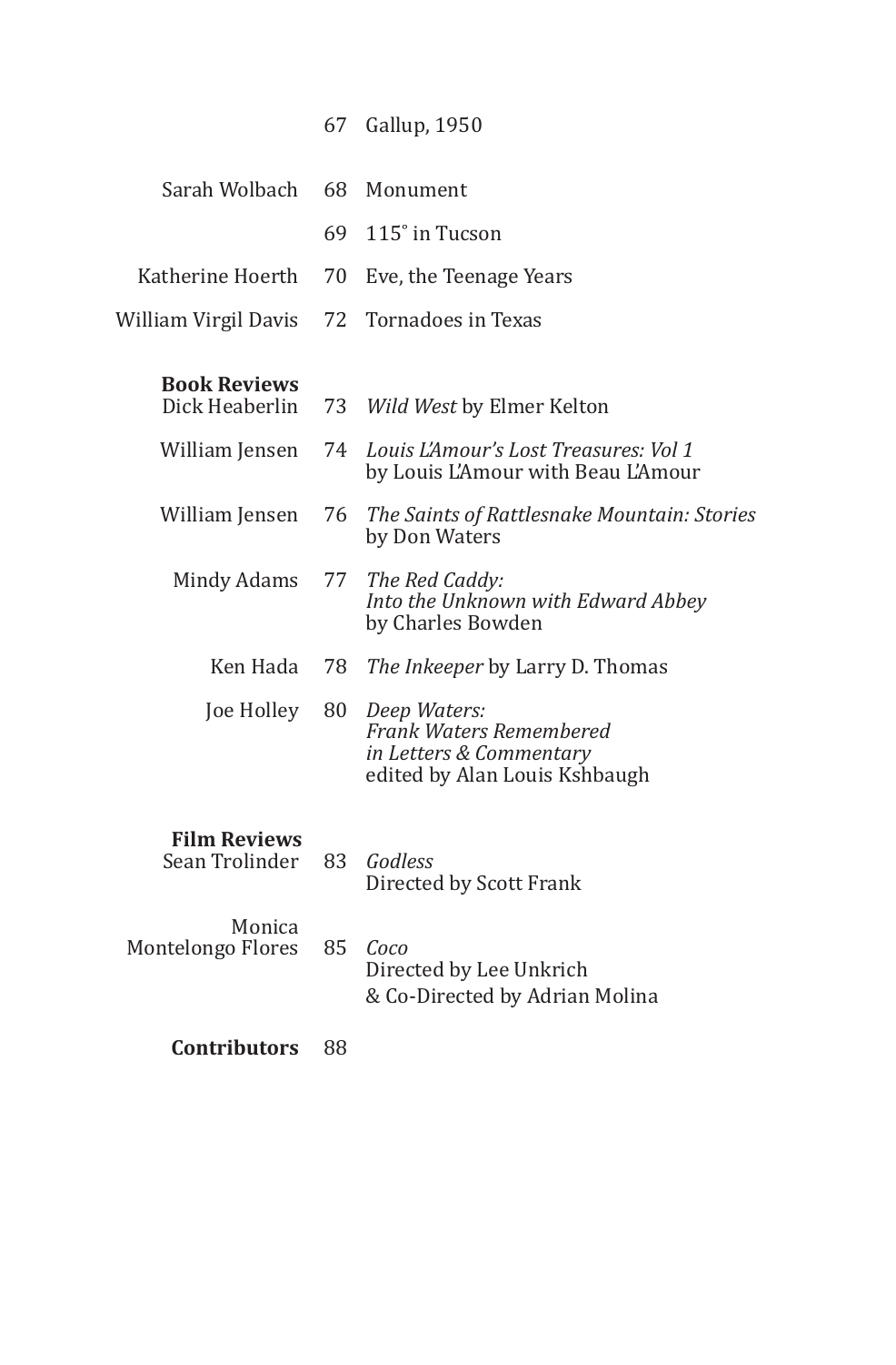| | | |
|---|---|---|
| | 67 | Gallup, 1950 |
| Sarah Wolbach | 68 | Monument |
| | 69 | 115˚ in Tucson |
| Katherine Hoerth | 70 | Eve, the Teenage Years |
| William Virgil Davis | 72 | Tornadoes in Texas |
| **Book Reviews** | | |
| Dick Heaberlin | 73 | *Wild West* by Elmer Kelton |
| William Jensen | 74 | *Louis L'Amour's Lost Treasures: Vol 1* by Louis L'Amour with Beau L'Amour |
| William Jensen | 76 | *The Saints of Rattlesnake Mountain: Stories* by Don Waters |
| Mindy Adams | 77 | *The Red Caddy: Into the Unknown with Edward Abbey* by Charles Bowden |
| Ken Hada | 78 | *The Inkeeper* by Larry D. Thomas |
| Joe Holley | 80 | *Deep Waters: Frank Waters Remembered in Letters & Commentary* edited by Alan Louis Kshbaugh |
| **Film Reviews** | | |
| Sean Trolinder | 83 | *Godless* Directed by Scott Frank |
| Monica Montelongo Flores | 85 | *Coco* Directed by Lee Unkrich & Co-Directed by Adrian Molina |
| **Contributors** | 88 | |